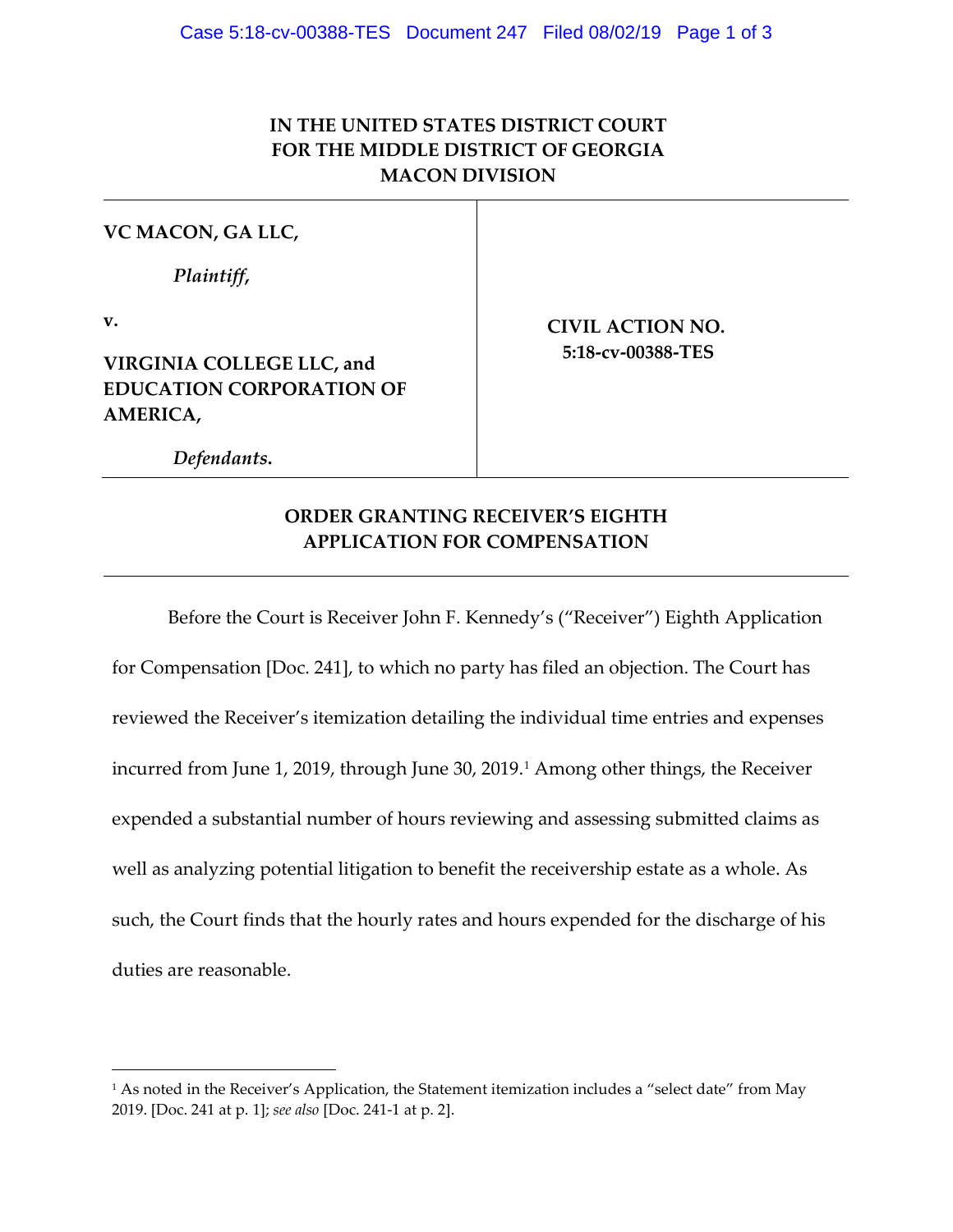**IN THE UNITED STATES DISTRICT COURT**
**FOR THE MIDDLE DISTRICT OF GEORGIA**
**MACON DIVISION**

| | |
|---|---|
| **VC MACON, GA LLC,**<br><br>*Plaintiff,*<br><br>**v.**<br><br>**VIRGINIA COLLEGE LLC, and EDUCATION CORPORATION OF AMERICA,**<br><br>*Defendants.* | **CIVIL ACTION NO. 5:18-cv-00388-TES** |

## ORDER GRANTING RECEIVER'S EIGHTH APPLICATION FOR COMPENSATION

Before the Court is Receiver John F. Kennedy's ("Receiver") Eighth Application for Compensation [Doc. 241], to which no party has filed an objection. The Court has reviewed the Receiver's itemization detailing the individual time entries and expenses incurred from June 1, 2019, through June 30, 2019.[1] Among other things, the Receiver expended a substantial number of hours reviewing and assessing submitted claims as well as analyzing potential litigation to benefit the receivership estate as a whole. As such, the Court finds that the hourly rates and hours expended for the discharge of his duties are reasonable.

---

[1] As noted in the Receiver's Application, the Statement itemization includes a "select date" from May 2019. [Doc. 241 at p. 1]; *see also* [Doc. 241-1 at p. 2].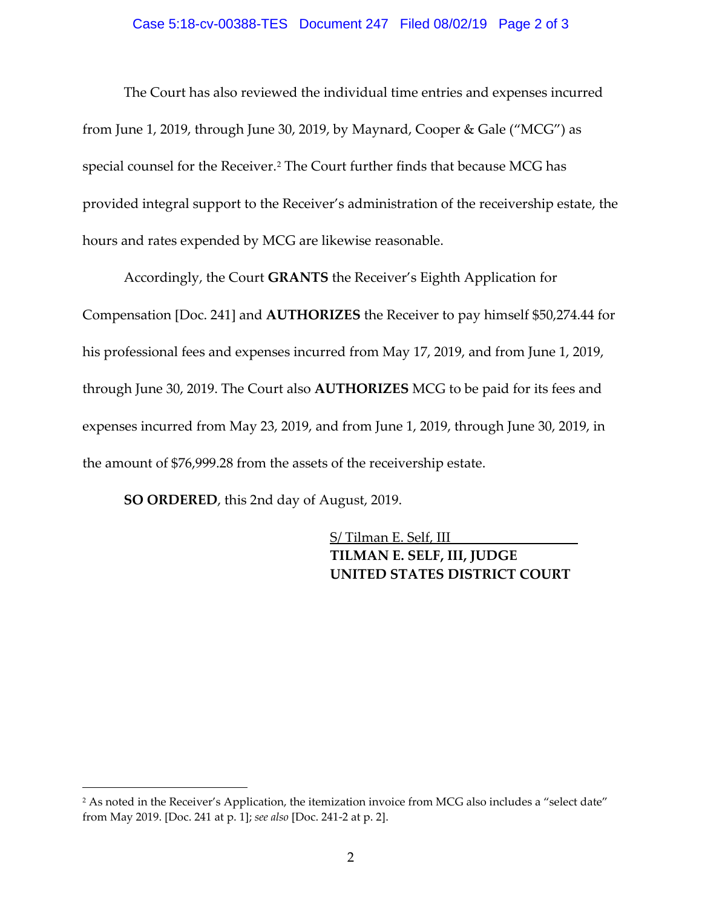The Court has also reviewed the individual time entries and expenses incurred from June 1, 2019, through June 30, 2019, by Maynard, Cooper & Gale ("MCG") as special counsel for the Receiver.[2] The Court further finds that because MCG has provided integral support to the Receiver's administration of the receivership estate, the hours and rates expended by MCG are likewise reasonable.

Accordingly, the Court **GRANTS** the Receiver's Eighth Application for Compensation [Doc. 241] and **AUTHORIZES** the Receiver to pay himself $50,274.44 for his professional fees and expenses incurred from May 17, 2019, and from June 1, 2019, through June 30, 2019. The Court also **AUTHORIZES** MCG to be paid for its fees and expenses incurred from May 23, 2019, and from June 1, 2019, through June 30, 2019, in the amount of $76,999.28 from the assets of the receivership estate.

**SO ORDERED**, this 2nd day of August, 2019.

S/ Tilman E. Self, III
**TILMAN E. SELF, III, JUDGE**
**UNITED STATES DISTRICT COURT**

---

[2] As noted in the Receiver's Application, the itemization invoice from MCG also includes a "select date" from May 2019. [Doc. 241 at p. 1]; *see also* [Doc. 241-2 at p. 2].